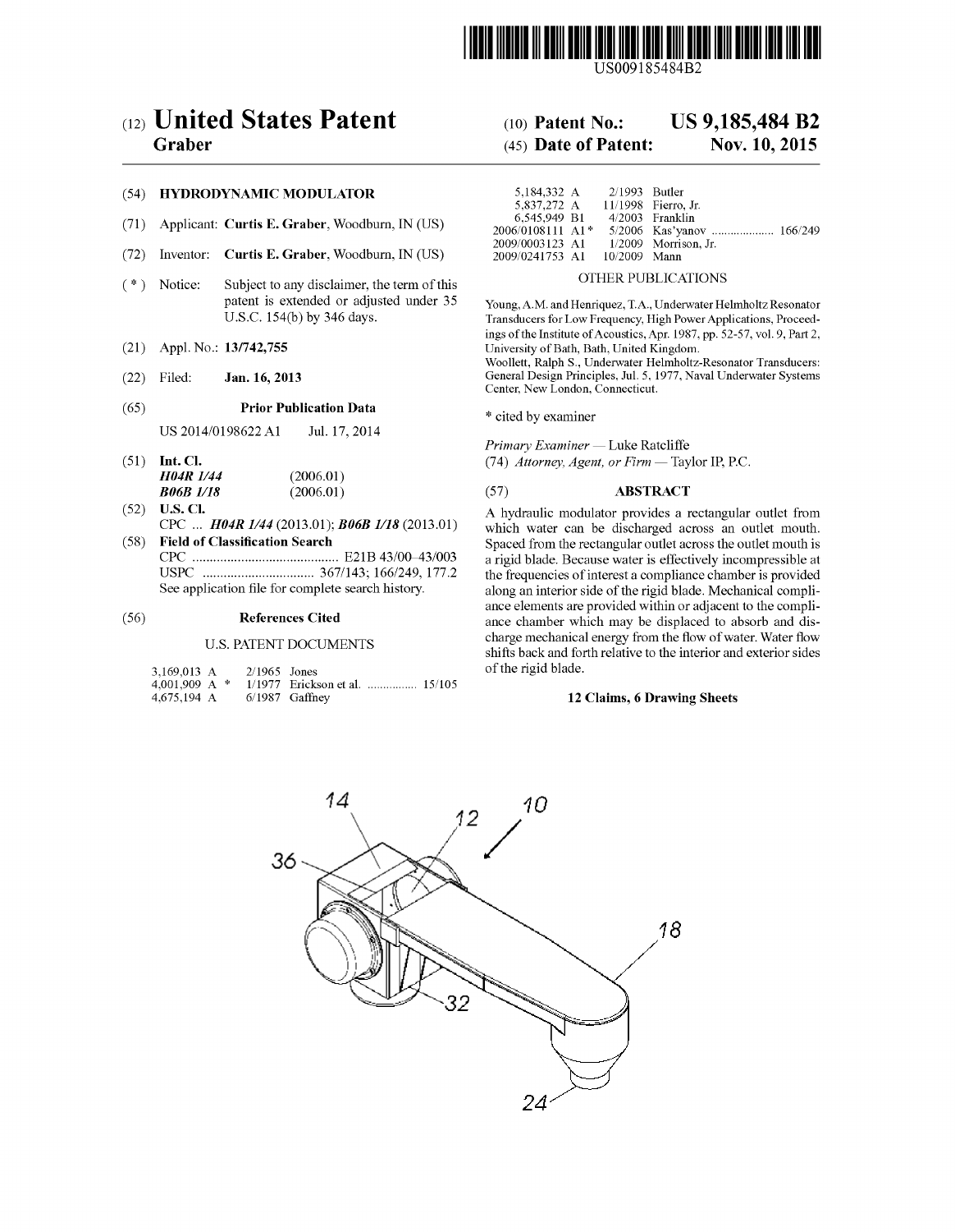# (12) United States Patent
**Graber**

(10) **Patent No.:** **US 9,185,484 B2**

(45) **Date of Patent:** **Nov. 10, 2015**

(54) **HYDRODYNAMIC MODULATOR**

(71) Applicant: **Curtis E. Graber**, Woodburn, IN (US)

(72) Inventor: **Curtis E. Graber**, Woodburn, IN (US)

( * ) Notice: Subject to any disclaimer, the term of this patent is extended or adjusted under 35 U.S.C. 154(b) by 346 days.

(21) Appl. No.: **13/742,755**

(22) Filed: **Jan. 16, 2013**

(65) **Prior Publication Data**

US 2014/0198622 A1 Jul. 17, 2014

(51) **Int. Cl.**

| | |
|---|---|
| *H04R 1/44* | (2006.01) |
| *B06B 1/18* | (2006.01) |

(52) **U.S. Cl.**

CPC ... ***H04R 1/44*** (2013.01); ***B06B 1/18*** (2013.01)

(58) **Field of Classification Search**

CPC .......................................... E21B 43/00-43/003

USPC ................................ 367/143; 166/249, 177.2

See application file for complete search history.

(56) **References Cited**

U.S. PATENT DOCUMENTS

| | | |
|---|---|---|
| 3,169,013 A | 2/1965 | Jones |
| 4,001,909 A * | 1/1977 | Erickson et al. ................ 15/105 |
| 4,675,194 A | 6/1987 | Gaffney |
| 5,184,332 A | 2/1993 | Butler |
| 5,837,272 A | 11/1998 | Fierro, Jr. |
| 6,545,949 B1 | 4/2003 | Franklin |
| 2006/0108111 A1 * | 5/2006 | Kas'yanov .................... 166/249 |
| 2009/0003123 A1 | 1/2009 | Morrison, Jr. |
| 2009/0241753 A1 | 10/2009 | Mann |

OTHER PUBLICATIONS

Young, A.M. and Henriquez, T.A., Underwater Helmholtz Resonator Transducers for Low Frequency, High Power Applications, Proceedings of the Institute of Acoustics, Apr. 1987, pp. 52-57, vol. 9, Part 2, University of Bath, Bath, United Kingdom.

Woollett, Ralph S., Underwater Helmholtz-Resonator Transducers: General Design Principles, Jul. 5, 1977, Naval Underwater Systems Center, New London, Connecticut.

\* cited by examiner

*Primary Examiner* — Luke Ratcliffe

(74) *Attorney, Agent, or Firm* — Taylor IP, P.C.

(57) **ABSTRACT**

A hydraulic modulator provides a rectangular outlet from which water can be discharged across an outlet mouth. Spaced from the rectangular outlet across the outlet mouth is a rigid blade. Because water is effectively incompressible at the frequencies of interest a compliance chamber is provided along an interior side of the rigid blade. Mechanical compliance elements are provided within or adjacent to the compliance chamber which may be displaced to absorb and discharge mechanical energy from the flow of water. Water flow shifts back and forth relative to the interior and exterior sides of the rigid blade.

**12 Claims, 6 Drawing Sheets**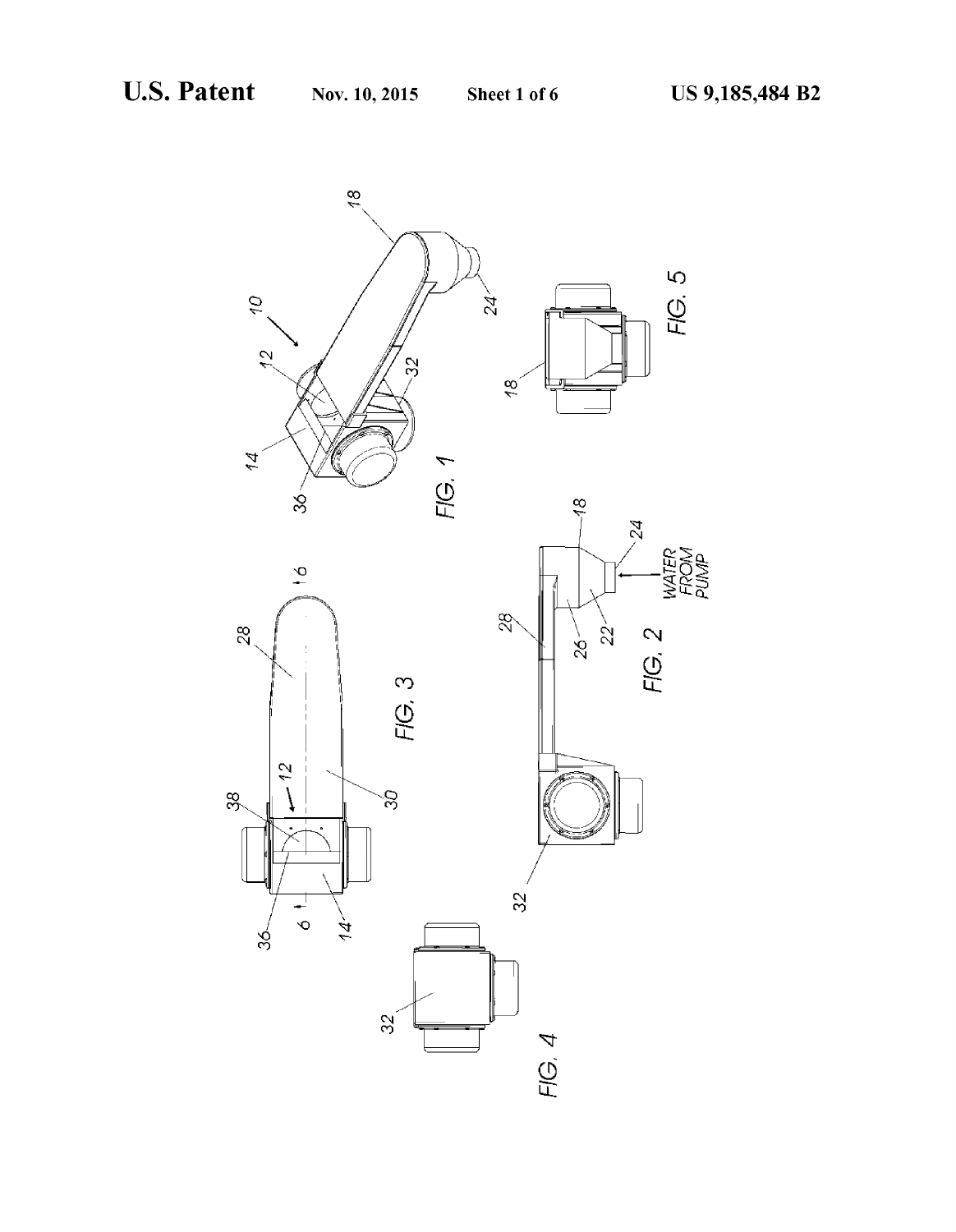FIG. 1

FIG. 2

WATER FROM PUMP

FIG. 3

FIG. 4

FIG. 5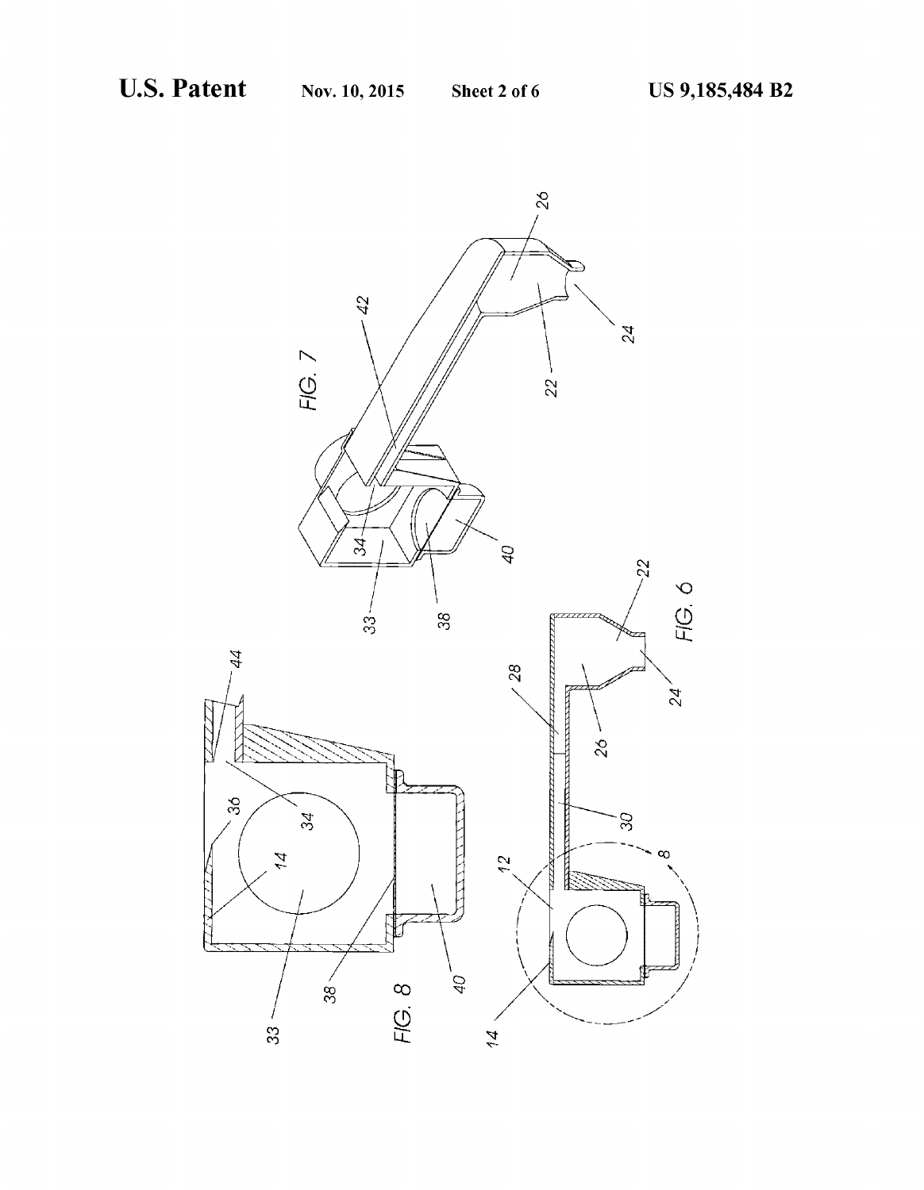FIG. 7

FIG. 8

FIG. 6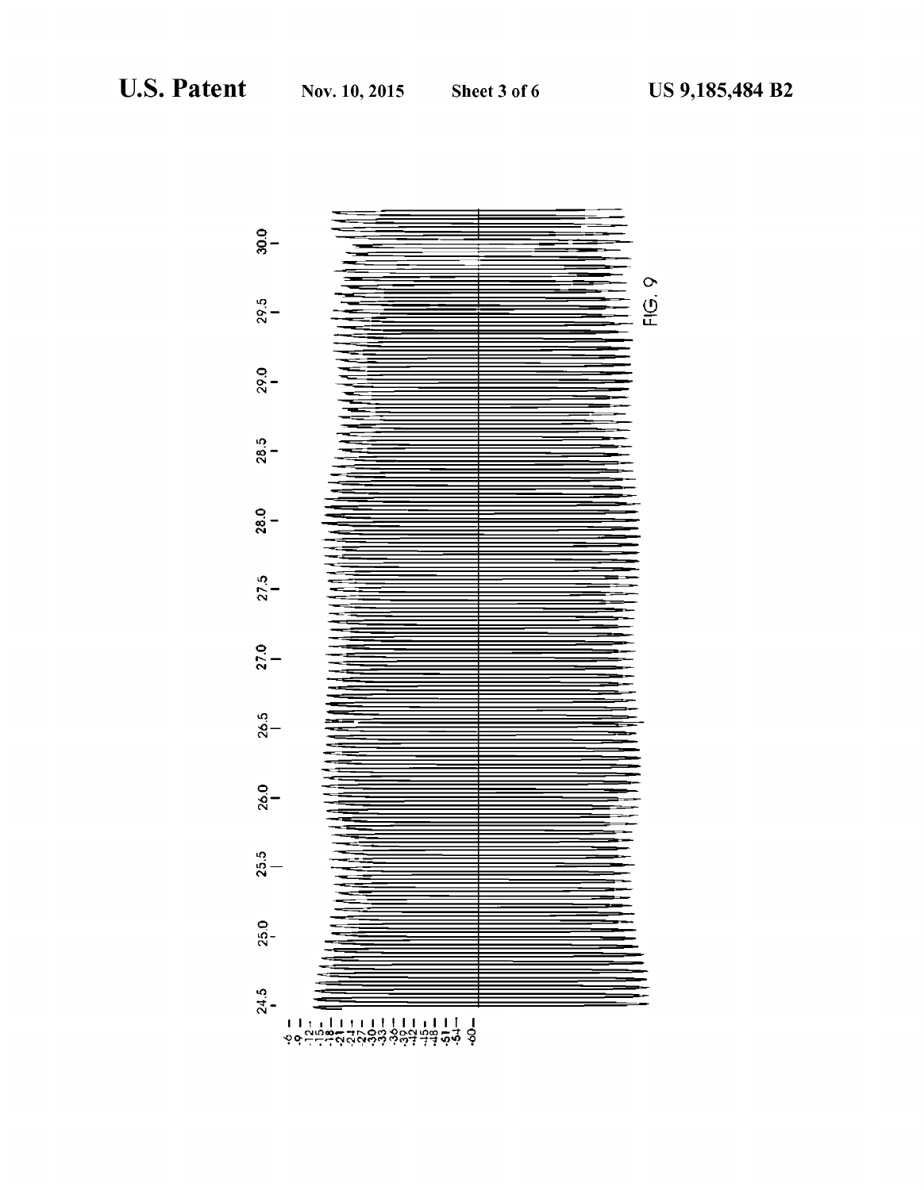FIG. 9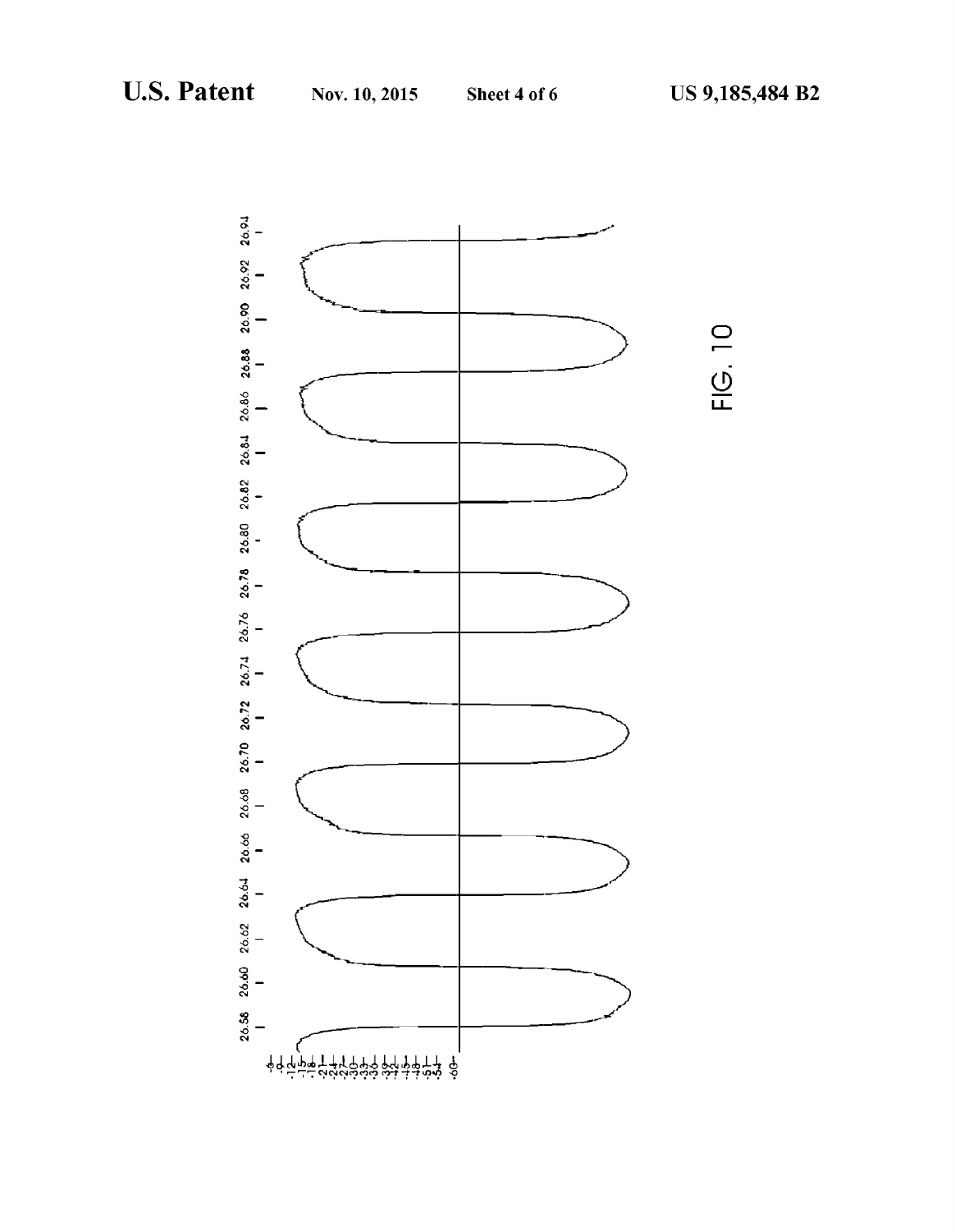FIG. 10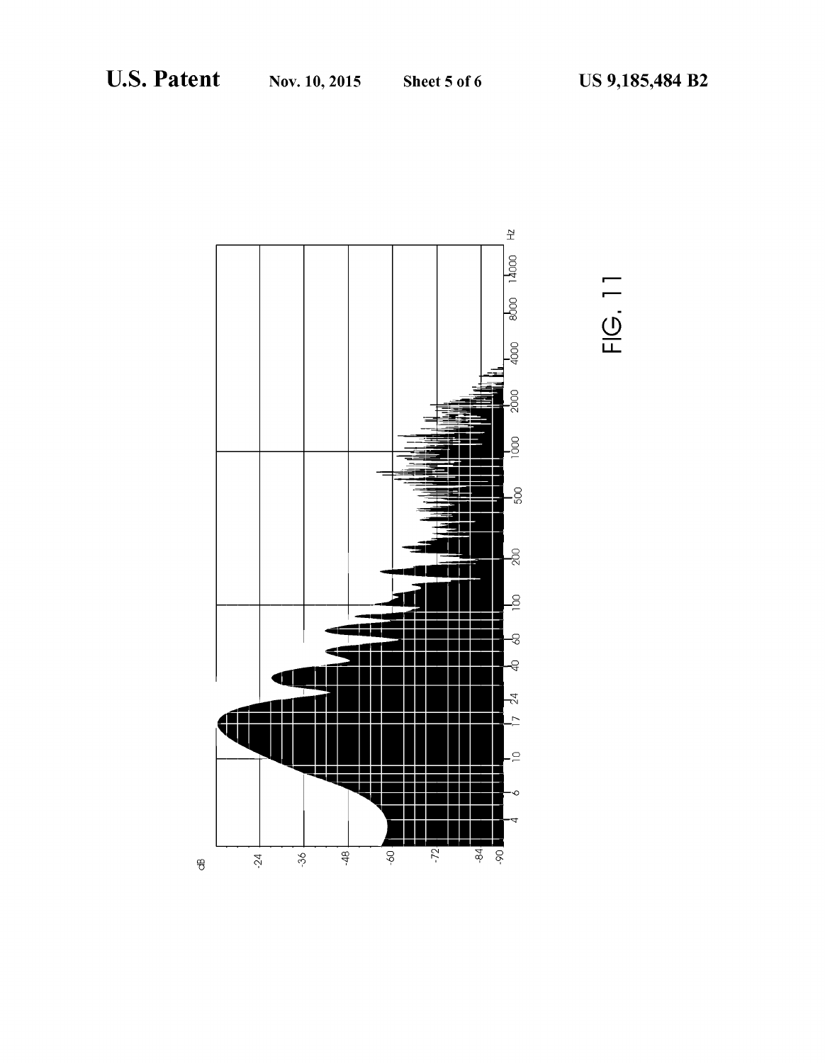FIG. 11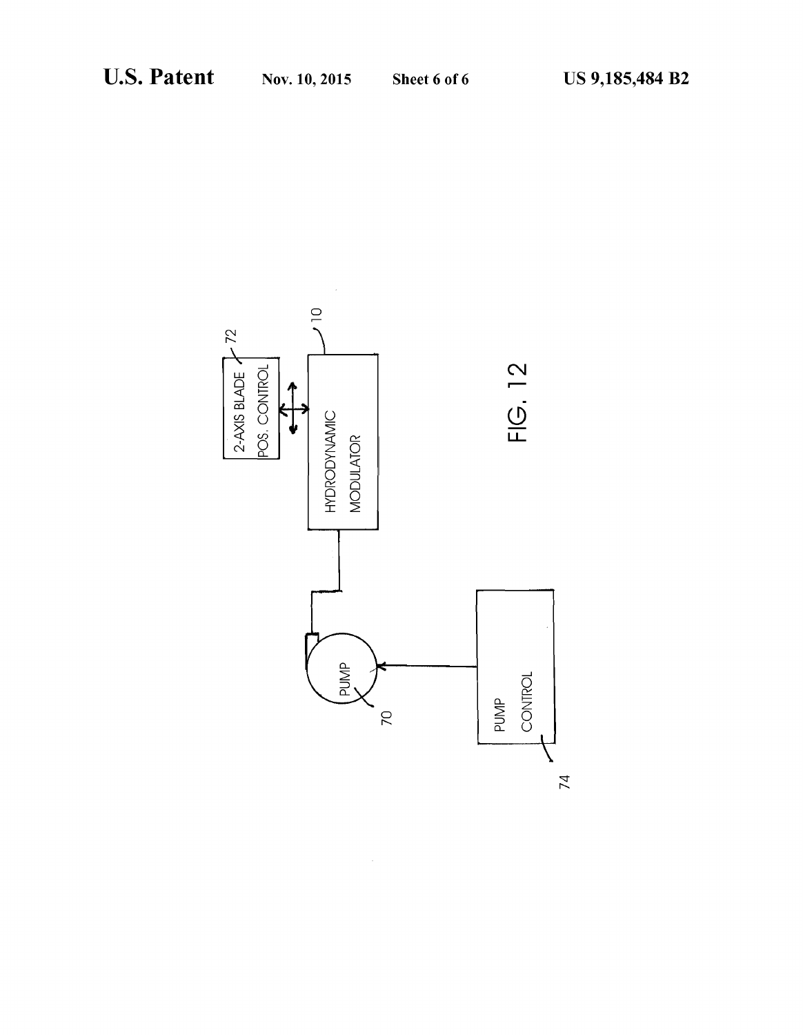2-AXIS BLADE POS. CONTROL

72

10

HYDRODYNAMIC MODULATOR

PUMP

70

PUMP CONTROL

74

FIG. 12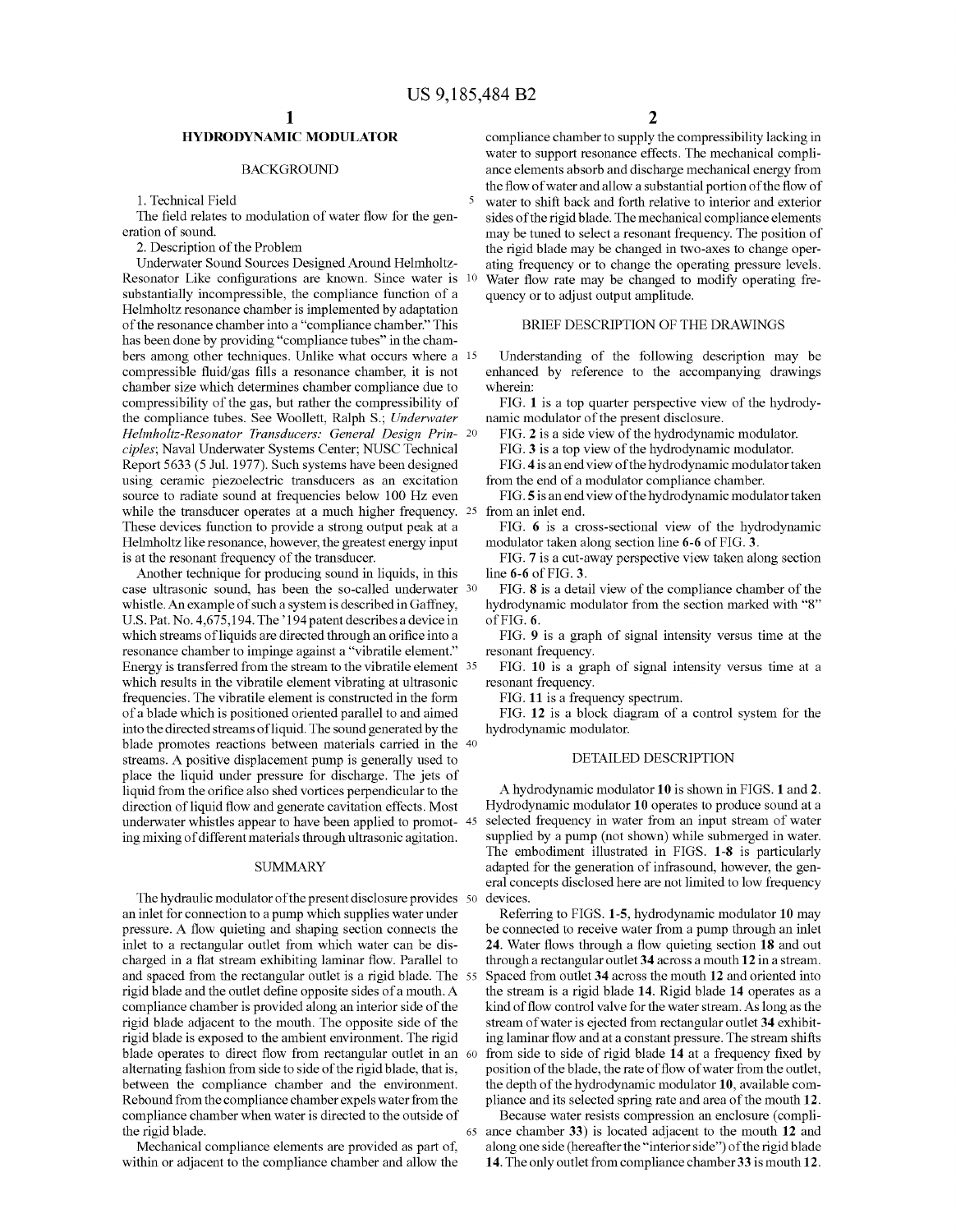# HYDRODYNAMIC MODULATOR

## BACKGROUND

1. Technical Field

The field relates to modulation of water flow for the generation of sound.

2. Description of the Problem

Underwater Sound Sources Designed Around Helmholtz-Resonator Like configurations are known. Since water is substantially incompressible, the compliance function of a Helmholtz resonance chamber is implemented by adaptation of the resonance chamber into a "compliance chamber." This has been done by providing "compliance tubes" in the chambers among other techniques. Unlike what occurs where a compressible fluid/gas fills a resonance chamber, it is not chamber size which determines chamber compliance due to compressibility of the gas, but rather the compressibility of the compliance tubes. See Woollett, Ralph S.; *Underwater Helmholtz-Resonator Transducers: General Design Principles*; Naval Underwater Systems Center; NUSC Technical Report 5633 (5 Jul. 1977). Such systems have been designed using ceramic piezoelectric transducers as an excitation source to radiate sound at frequencies below 100 Hz even while the transducer operates at a much higher frequency. These devices function to provide a strong output peak at a Helmholtz like resonance, however, the greatest energy input is at the resonant frequency of the transducer.

Another technique for producing sound in liquids, in this case ultrasonic sound, has been the so-called underwater whistle. An example of such a system is described in Gaffney, U.S. Pat. No. 4,675,194. The '194 patent describes a device in which streams of liquids are directed through an orifice into a resonance chamber to impinge against a "vibratile element." Energy is transferred from the stream to the vibratile element which results in the vibratile element vibrating at ultrasonic frequencies. The vibratile element is constructed in the form of a blade which is positioned oriented parallel to and aimed into the directed streams of liquid. The sound generated by the blade promotes reactions between materials carried in the streams. A positive displacement pump is generally used to place the liquid under pressure for discharge. The jets of liquid from the orifice also shed vortices perpendicular to the direction of liquid flow and generate cavitation effects. Most underwater whistles appear to have been applied to promoting mixing of different materials through ultrasonic agitation.

## SUMMARY

The hydraulic modulator of the present disclosure provides an inlet for connection to a pump which supplies water under pressure. A flow quieting and shaping section connects the inlet to a rectangular outlet from which water can be discharged in a flat stream exhibiting laminar flow. Parallel to and spaced from the rectangular outlet is a rigid blade. The rigid blade and the outlet define opposite sides of a mouth. A compliance chamber is provided along an interior side of the rigid blade adjacent to the mouth. The opposite side of the rigid blade is exposed to the ambient environment. The rigid blade operates to direct flow from rectangular outlet in an alternating fashion from side to side of the rigid blade, that is, between the compliance chamber and the environment. Rebound from the compliance chamber expels water from the compliance chamber when water is directed to the outside of the rigid blade.

Mechanical compliance elements are provided as part of, within or adjacent to the compliance chamber and allow the compliance chamber to supply the compressibility lacking in water to support resonance effects. The mechanical compliance elements absorb and discharge mechanical energy from the flow of water and allow a substantial portion of the flow of water to shift back and forth relative to interior and exterior sides of the rigid blade. The mechanical compliance elements may be tuned to select a resonant frequency. The position of the rigid blade may be changed in two-axes to change operating frequency or to change the operating pressure levels. Water flow rate may be changed to modify operating frequency or to adjust output amplitude.

## BRIEF DESCRIPTION OF THE DRAWINGS

Understanding of the following description may be enhanced by reference to the accompanying drawings wherein:

FIG. **1** is a top quarter perspective view of the hydrodynamic modulator of the present disclosure.

FIG. **2** is a side view of the hydrodynamic modulator.

FIG. **3** is a top view of the hydrodynamic modulator.

FIG. **4** is an end view of the hydrodynamic modulator taken from the end of a modulator compliance chamber.

FIG. **5** is an end view of the hydrodynamic modulator taken from an inlet end.

FIG. **6** is a cross-sectional view of the hydrodynamic modulator taken along section line **6-6** of FIG. **3**.

FIG. **7** is a cut-away perspective view taken along section line **6-6** of FIG. **3**.

FIG. **8** is a detail view of the compliance chamber of the hydrodynamic modulator from the section marked with "8" of FIG. **6**.

FIG. **9** is a graph of signal intensity versus time at the resonant frequency.

FIG. **10** is a graph of signal intensity versus time at a resonant frequency.

FIG. **11** is a frequency spectrum.

FIG. **12** is a block diagram of a control system for the hydrodynamic modulator.

## DETAILED DESCRIPTION

A hydrodynamic modulator **10** is shown in FIGS. **1** and **2**. Hydrodynamic modulator **10** operates to produce sound at a selected frequency in water from an input stream of water supplied by a pump (not shown) while submerged in water. The embodiment illustrated in FIGS. **1-8** is particularly adapted for the generation of infrasound, however, the general concepts disclosed here are not limited to low frequency devices.

Referring to FIGS. **1-5**, hydrodynamic modulator **10** may be connected to receive water from a pump through an inlet **24**. Water flows through a flow quieting section **18** and out through a rectangular outlet **34** across a mouth **12** in a stream. Spaced from outlet **34** across the mouth **12** and oriented into the stream is a rigid blade **14**. Rigid blade **14** operates as a kind of flow control valve for the water stream. As long as the stream of water is ejected from rectangular outlet **34** exhibiting laminar flow and at a constant pressure. The stream shifts from side to side of rigid blade **14** at a frequency fixed by position of the blade, the rate of flow of water from the outlet, the depth of the hydrodynamic modulator **10**, available compliance and its selected spring rate and area of the mouth **12**.

Because water resists compression an enclosure (compliance chamber **33**) is located adjacent to the mouth **12** and along one side (hereafter the "interior side") of the rigid blade **14**. The only outlet from compliance chamber **33** is mouth **12**.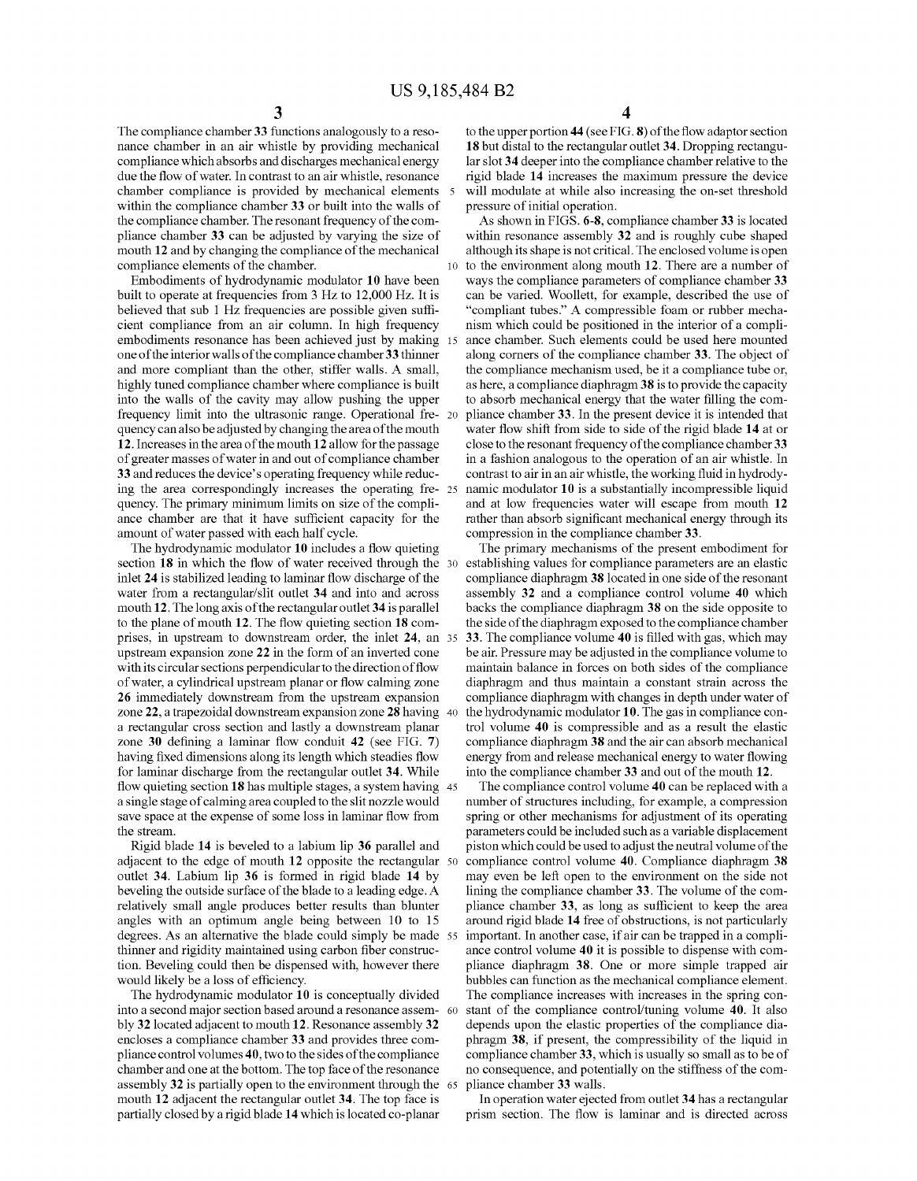The compliance chamber **33** functions analogously to a resonance chamber in an air whistle by providing mechanical compliance which absorbs and discharges mechanical energy due the flow of water. In contrast to an air whistle, resonance chamber compliance is provided by mechanical elements within the compliance chamber **33** or built into the walls of the compliance chamber. The resonant frequency of the compliance chamber **33** can be adjusted by varying the size of mouth **12** and by changing the compliance of the mechanical compliance elements of the chamber.

Embodiments of hydrodynamic modulator **10** have been built to operate at frequencies from 3 Hz to 12,000 Hz. It is believed that sub 1 Hz frequencies are possible given sufficient compliance from an air column. In high frequency embodiments resonance has been achieved just by making one of the interior walls of the compliance chamber **33** thinner and more compliant than the other, stiffer walls. A small, highly tuned compliance chamber where compliance is built into the walls of the cavity may allow pushing the upper frequency limit into the ultrasonic range. Operational frequency can also be adjusted by changing the area of the mouth **12**. Increases in the area of the mouth **12** allow for the passage of greater masses of water in and out of compliance chamber **33** and reduces the device's operating frequency while reducing the area correspondingly increases the operating frequency. The primary minimum limits on size of the compliance chamber are that it have sufficient capacity for the amount of water passed with each half cycle.

The hydrodynamic modulator **10** includes a flow quieting section **18** in which the flow of water received through the inlet **24** is stabilized leading to laminar flow discharge of the water from a rectangular/slit outlet **34** and into and across mouth **12**. The long axis of the rectangular outlet **34** is parallel to the plane of mouth **12**. The flow quieting section **18** comprises, in upstream to downstream order, the inlet **24**, an upstream expansion zone **22** in the form of an inverted cone with its circular sections perpendicular to the direction of flow of water, a cylindrical upstream planar or flow calming zone **26** immediately downstream from the upstream expansion zone **22**, a trapezoidal downstream expansion zone **28** having a rectangular cross section and lastly a downstream planar zone **30** defining a laminar flow conduit **42** (see FIG. 7) having fixed dimensions along its length which steadies flow for laminar discharge from the rectangular outlet **34**. While flow quieting section **18** has multiple stages, a system having a single stage of calming area coupled to the slit nozzle would save space at the expense of some loss in laminar flow from the stream.

Rigid blade **14** is beveled to a labium lip **36** parallel and adjacent to the edge of mouth **12** opposite the rectangular outlet **34**. Labium lip **36** is formed in rigid blade **14** by beveling the outside surface of the blade to a leading edge. A relatively small angle produces better results than blunter angles with an optimum angle being between 10 to 15 degrees. As an alternative the blade could simply be made thinner and rigidity maintained using carbon fiber construction. Beveling could then be dispensed with, however there would likely be a loss of efficiency.

The hydrodynamic modulator **10** is conceptually divided into a second major section based around a resonance assembly **32** located adjacent to mouth **12**. Resonance assembly **32** encloses a compliance chamber **33** and provides three compliance control volumes **40**, two to the sides of the compliance chamber and one at the bottom. The top face of the resonance assembly **32** is partially open to the environment through the mouth **12** adjacent the rectangular outlet **34**. The top face is partially closed by a rigid blade **14** which is located co-planar to the upper portion **44** (see FIG. **8**) of the flow adaptor section **18** but distal to the rectangular outlet **34**. Dropping rectangular slot **34** deeper into the compliance chamber relative to the rigid blade **14** increases the maximum pressure the device will modulate at while also increasing the on-set threshold pressure of initial operation.

As shown in FIGS. **6-8**, compliance chamber **33** is located within resonance assembly **32** and is roughly cube shaped although its shape is not critical. The enclosed volume is open to the environment along mouth **12**. There are a number of ways the compliance parameters of compliance chamber **33** can be varied. Woollett, for example, described the use of "compliant tubes." A compressible foam or rubber mechanism which could be positioned in the interior of a compliance chamber. Such elements could be used here mounted along corners of the compliance chamber **33**. The object of the compliance mechanism used, be it a compliance tube or, as here, a compliance diaphragm **38** is to provide the capacity to absorb mechanical energy that the water filling the compliance chamber **33**. In the present device it is intended that water flow shift from side to side of the rigid blade **14** at or close to the resonant frequency of the compliance chamber **33** in a fashion analogous to the operation of an air whistle. In contrast to air in an air whistle, the working fluid in hydrodynamic modulator **10** is a substantially incompressible liquid and at low frequencies water will escape from mouth **12** rather than absorb significant mechanical energy through its compression in the compliance chamber **33**.

The primary mechanisms of the present embodiment for establishing values for compliance parameters are an elastic compliance diaphragm **38** located in one side of the resonant assembly **32** and a compliance control volume **40** which backs the compliance diaphragm **38** on the side opposite to the side of the diaphragm exposed to the compliance chamber **33**. The compliance volume **40** is filled with gas, which may be air. Pressure may be adjusted in the compliance volume to maintain balance in forces on both sides of the compliance diaphragm and thus maintain a constant strain across the compliance diaphragm with changes in depth under water of the hydrodynamic modulator **10**. The gas in compliance control volume **40** is compressible and as a result the elastic compliance diaphragm **38** and the air can absorb mechanical energy from and release mechanical energy to water flowing into the compliance chamber **33** and out of the mouth **12**.

The compliance control volume **40** can be replaced with a number of structures including, for example, a compression spring or other mechanisms for adjustment of its operating parameters could be included such as a variable displacement piston which could be used to adjust the neutral volume of the compliance control volume **40**. Compliance diaphragm **38** may even be left open to the environment on the side not lining the compliance chamber **33**. The volume of the compliance chamber **33**, as long as sufficient to keep the area around rigid blade **14** free of obstructions, is not particularly important. In another case, if air can be trapped in a compliance control volume **40** it is possible to dispense with compliance diaphragm **38**. One or more simple trapped air bubbles can function as the mechanical compliance element. The compliance increases with increases in the spring constant of the compliance control/tuning volume **40**. It also depends upon the elastic properties of the compliance diaphragm **38**, if present, the compressibility of the liquid in compliance chamber **33**, which is usually so small as to be of no consequence, and potentially on the stiffness of the compliance chamber **33** walls.

In operation water ejected from outlet **34** has a rectangular prism section. The flow is laminar and is directed across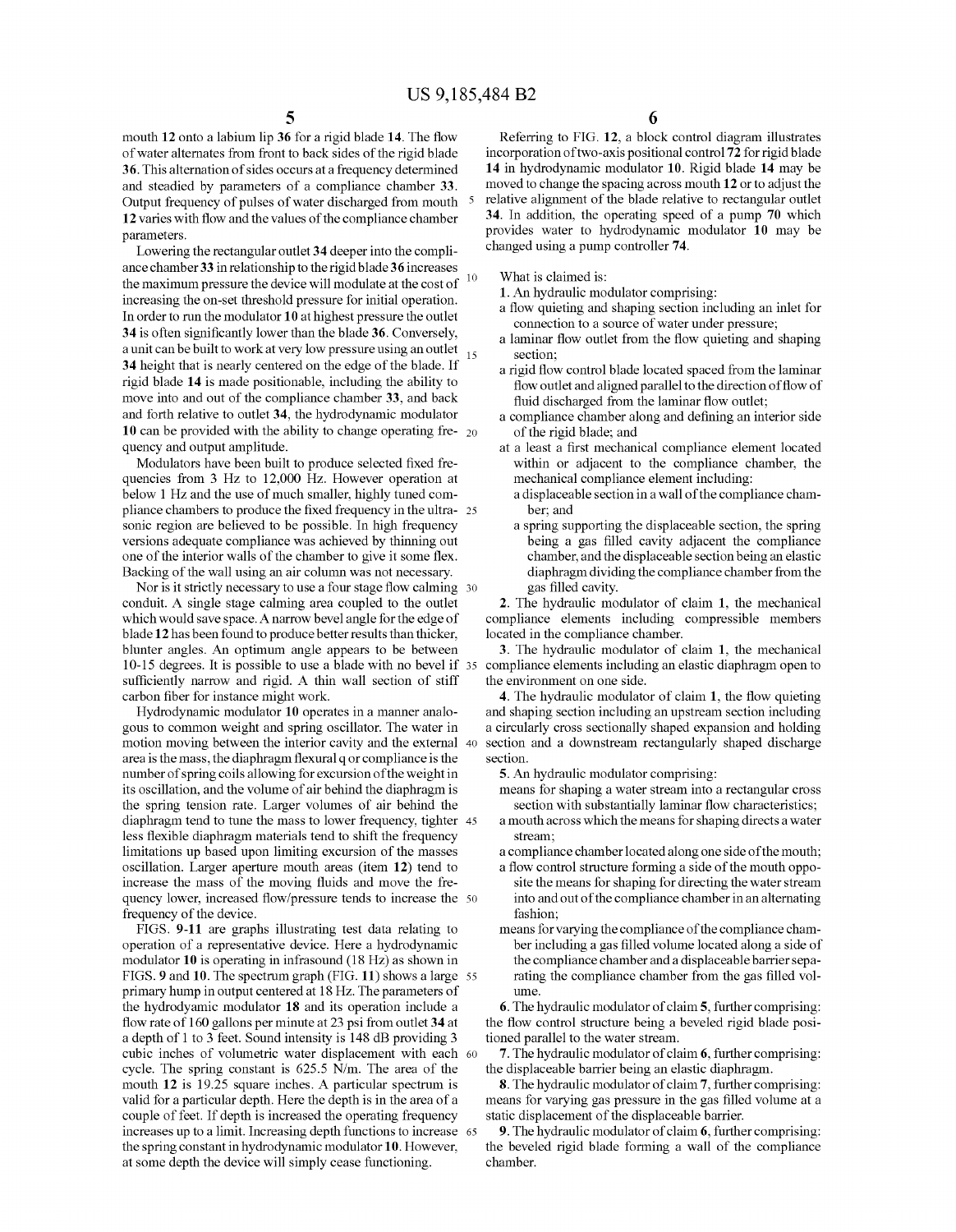mouth 12 onto a labium lip 36 for a rigid blade 14. The flow of water alternates from front to back sides of the rigid blade 36. This alternation of sides occurs at a frequency determined and steadied by parameters of a compliance chamber 33. Output frequency of pulses of water discharged from mouth 12 varies with flow and the values of the compliance chamber parameters.

Lowering the rectangular outlet 34 deeper into the compliance chamber 33 in relationship to the rigid blade 36 increases the maximum pressure the device will modulate at the cost of increasing the on-set threshold pressure for initial operation. In order to run the modulator 10 at highest pressure the outlet 34 is often significantly lower than the blade 36. Conversely, a unit can be built to work at very low pressure using an outlet 34 height that is nearly centered on the edge of the blade. If rigid blade 14 is made positionable, including the ability to move into and out of the compliance chamber 33, and back and forth relative to outlet 34, the hydrodynamic modulator 10 can be provided with the ability to change operating frequency and output amplitude.

Modulators have been built to produce selected fixed frequencies from 3 Hz to 12,000 Hz. However operation at below 1 Hz and the use of much smaller, highly tuned compliance chambers to produce the fixed frequency in the ultrasonic region are believed to be possible. In high frequency versions adequate compliance was achieved by thinning out one of the interior walls of the chamber to give it some flex. Backing of the wall using an air column was not necessary.

Nor is it strictly necessary to use a four stage flow calming conduit. A single stage calming area coupled to the outlet which would save space. A narrow bevel angle for the edge of blade 12 has been found to produce better results than thicker, blunter angles. An optimum angle appears to be between 10-15 degrees. It is possible to use a blade with no bevel if sufficiently narrow and rigid. A thin wall section of stiff carbon fiber for instance might work.

Hydrodynamic modulator 10 operates in a manner analogous to common weight and spring oscillator. The water in motion moving between the interior cavity and the external area is the mass, the diaphragm flexural q or compliance is the number of spring coils allowing for excursion of the weight in its oscillation, and the volume of air behind the diaphragm is the spring tension rate. Larger volumes of air behind the diaphragm tend to tune the mass to lower frequency, tighter less flexible diaphragm materials tend to shift the frequency limitations up based upon limiting excursion of the masses oscillation. Larger aperture mouth areas (item 12) tend to increase the mass of the moving fluids and move the frequency lower, increased flow/pressure tends to increase the frequency of the device.

FIGS. 9-11 are graphs illustrating test data relating to operation of a representative device. Here a hydrodynamic modulator 10 is operating in infrasound (18 Hz) as shown in FIGS. 9 and 10. The spectrum graph (FIG. 11) shows a large primary hump in output centered at 18 Hz. The parameters of the hydrodyamic modulator 18 and its operation include a flow rate of 160 gallons per minute at 23 psi from outlet 34 at a depth of 1 to 3 feet. Sound intensity is 148 dB providing 3 cubic inches of volumetric water displacement with each cycle. The spring constant is 625.5 N/m. The area of the mouth 12 is 19.25 square inches. A particular spectrum is valid for a particular depth. Here the depth is in the area of a couple of feet. If depth is increased the operating frequency increases up to a limit. Increasing depth functions to increase the spring constant in hydrodynamic modulator 10. However, at some depth the device will simply cease functioning.

Referring to FIG. 12, a block control diagram illustrates incorporation of two-axis positional control 72 for rigid blade 14 in hydrodynamic modulator 10. Rigid blade 14 may be moved to change the spacing across mouth 12 or to adjust the relative alignment of the blade relative to rectangular outlet 34. In addition, the operating speed of a pump 70 which provides water to hydrodynamic modulator 10 may be changed using a pump controller 74.

What is claimed is:

1. An hydraulic modulator comprising:
   - a flow quieting and shaping section including an inlet for connection to a source of water under pressure;
   - a laminar flow outlet from the flow quieting and shaping section;
   - a rigid flow control blade located spaced from the laminar flow outlet and aligned parallel to the direction of flow of fluid discharged from the laminar flow outlet;
   - a compliance chamber along and defining an interior side of the rigid blade; and
   - at a least a first mechanical compliance element located within or adjacent to the compliance chamber, the mechanical compliance element including:
     - a displaceable section in a wall of the compliance chamber; and
     - a spring supporting the displaceable section, the spring being a gas filled cavity adjacent the compliance chamber, and the displaceable section being an elastic diaphragm dividing the compliance chamber from the gas filled cavity.

2. The hydraulic modulator of claim 1, the mechanical compliance elements including compressible members located in the compliance chamber.

3. The hydraulic modulator of claim 1, the mechanical compliance elements including an elastic diaphragm open to the environment on one side.

4. The hydraulic modulator of claim 1, the flow quieting and shaping section including an upstream section including a circularly cross sectionally shaped expansion and holding section and a downstream rectangularly shaped discharge section.

5. An hydraulic modulator comprising:
   - means for shaping a water stream into a rectangular cross section with substantially laminar flow characteristics;
   - a mouth across which the means for shaping directs a water stream;
   - a compliance chamber located along one side of the mouth;
   - a flow control structure forming a side of the mouth opposite the means for shaping for directing the water stream into and out of the compliance chamber in an alternating fashion;
   - means for varying the compliance of the compliance chamber including a gas filled volume located along a side of the compliance chamber and a displaceable barrier separating the compliance chamber from the gas filled volume.

6. The hydraulic modulator of claim 5, further comprising: the flow control structure being a beveled rigid blade positioned parallel to the water stream.

7. The hydraulic modulator of claim 6, further comprising: the displaceable barrier being an elastic diaphragm.

8. The hydraulic modulator of claim 7, further comprising: means for varying gas pressure in the gas filled volume at a static displacement of the displaceable barrier.

9. The hydraulic modulator of claim 6, further comprising: the beveled rigid blade forming a wall of the compliance chamber.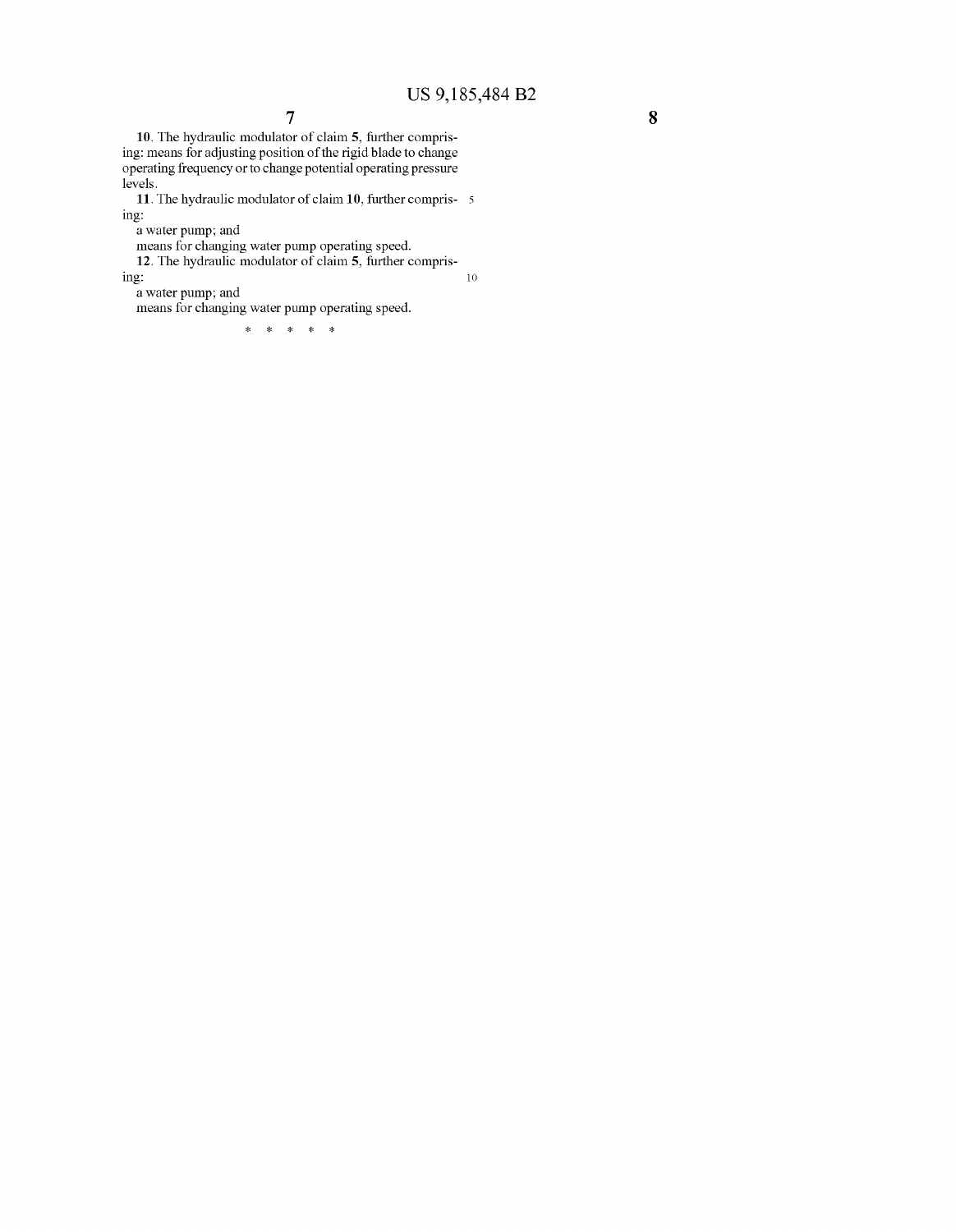**10**. The hydraulic modulator of claim **5**, further comprising: means for adjusting position of the rigid blade to change operating frequency or to change potential operating pressure levels.

**11**. The hydraulic modulator of claim **10**, further comprising:

a water pump; and

means for changing water pump operating speed.

**12**. The hydraulic modulator of claim **5**, further comprising:

a water pump; and

means for changing water pump operating speed.

\* \* \* \* \*